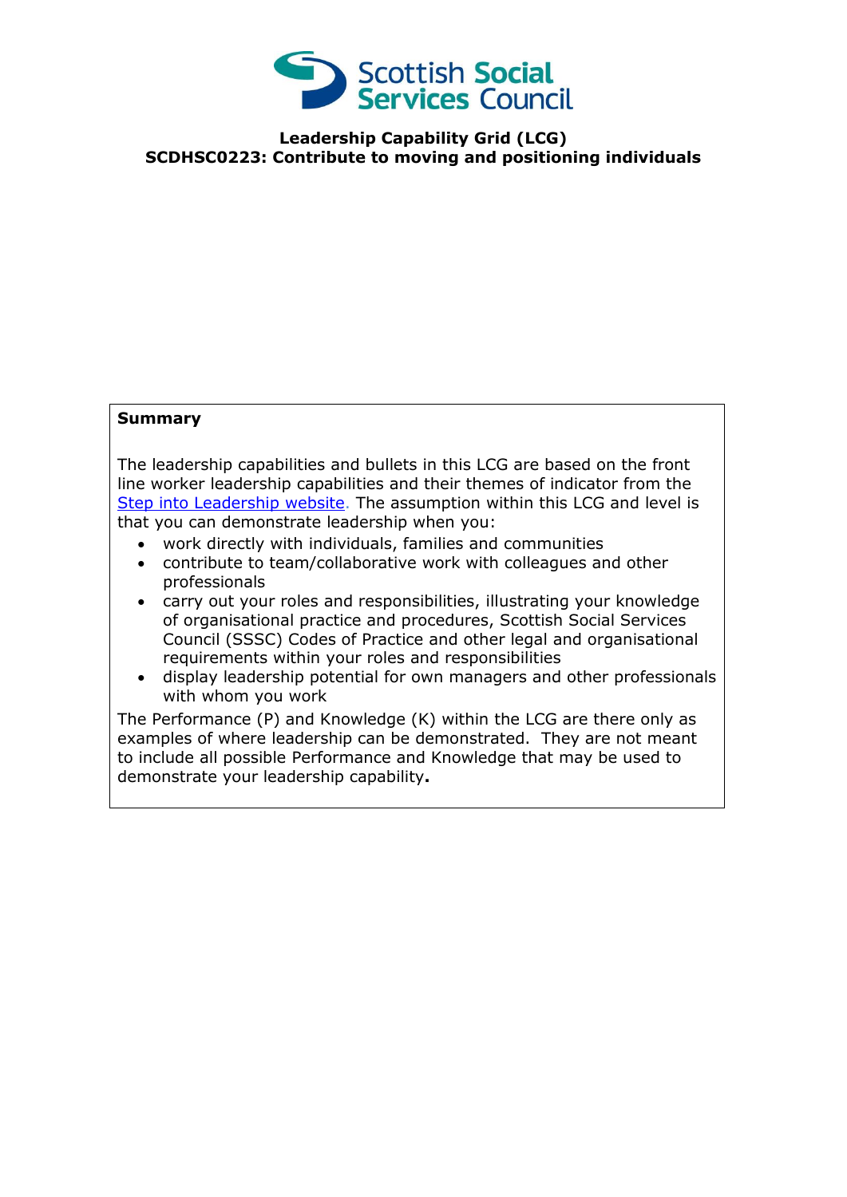Scottish Social Services Council

**Leadership Capability Grid (LCG)**
**SCDHSC0223: Contribute to moving and positioning individuals**

**Summary**

The leadership capabilities and bullets in this LCG are based on the front line worker leadership capabilities and their themes of indicator from the [Step into Leadership website](). The assumption within this LCG and level is that you can demonstrate leadership when you:

- work directly with individuals, families and communities
- contribute to team/collaborative work with colleagues and other professionals
- carry out your roles and responsibilities, illustrating your knowledge of organisational practice and procedures, Scottish Social Services Council (SSSC) Codes of Practice and other legal and organisational requirements within your roles and responsibilities
- display leadership potential for own managers and other professionals with whom you work

The Performance (P) and Knowledge (K) within the LCG are there only as examples of where leadership can be demonstrated. They are not meant to include all possible Performance and Knowledge that may be used to demonstrate your leadership capability**.**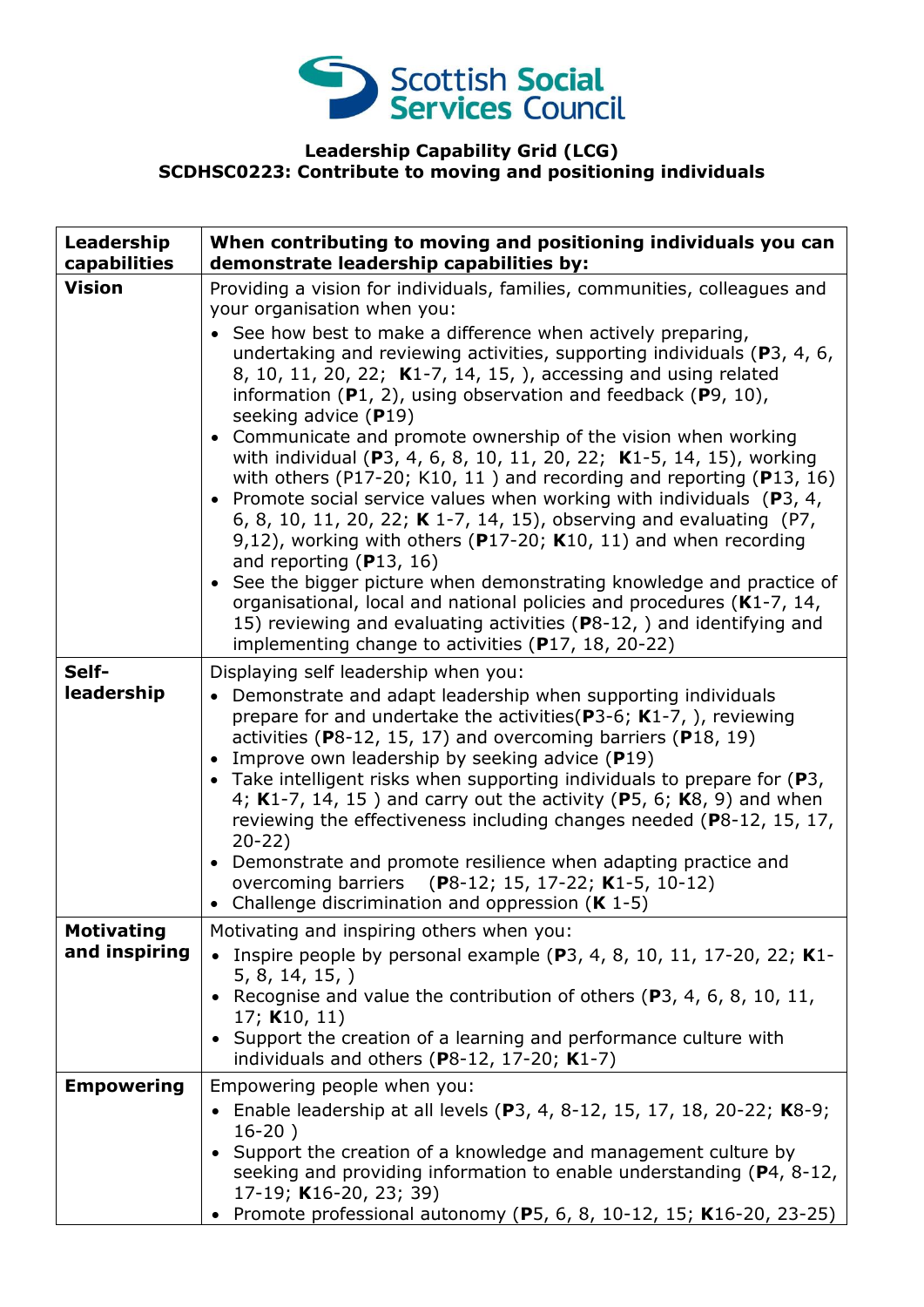Scottish Social Services Council

**Leadership Capability Grid (LCG)**
**SCDHSC0223: Contribute to moving and positioning individuals**

| Leadership capabilities | When contributing to moving and positioning individuals you can demonstrate leadership capabilities by: |
|---|---|
| **Vision** | Providing a vision for individuals, families, communities, colleagues and your organisation when you:<br>• See how best to make a difference when actively preparing, undertaking and reviewing activities, supporting individuals (**P**3, 4, 6, 8, 10, 11, 20, 22; **K**1-7, 14, 15, ), accessing and using related information (**P**1, 2), using observation and feedback (**P**9, 10), seeking advice (**P**19)<br>• Communicate and promote ownership of the vision when working with individual (**P**3, 4, 6, 8, 10, 11, 20, 22; **K**1-5, 14, 15), working with others (P17-20; K10, 11 ) and recording and reporting (**P**13, 16)<br>• Promote social service values when working with individuals (**P**3, 4, 6, 8, 10, 11, 20, 22; **K** 1-7, 14, 15), observing and evaluating (P7, 9,12), working with others (**P**17-20; **K**10, 11) and when recording and reporting (**P**13, 16)<br>• See the bigger picture when demonstrating knowledge and practice of organisational, local and national policies and procedures (**K**1-7, 14, 15) reviewing and evaluating activities (**P**8-12, ) and identifying and implementing change to activities (**P**17, 18, 20-22) |
| **Self-leadership** | Displaying self leadership when you:<br>• Demonstrate and adapt leadership when supporting individuals prepare for and undertake the activities(**P**3-6; **K**1-7, ), reviewing activities (**P**8-12, 15, 17) and overcoming barriers (**P**18, 19)<br>• Improve own leadership by seeking advice (**P**19)<br>• Take intelligent risks when supporting individuals to prepare for (**P**3, 4; **K**1-7, 14, 15 ) and carry out the activity (**P**5, 6; **K**8, 9) and when reviewing the effectiveness including changes needed (**P**8-12, 15, 17, 20-22)<br>• Demonstrate and promote resilience when adapting practice and overcoming barriers (**P**8-12; 15, 17-22; **K**1-5, 10-12)<br>• Challenge discrimination and oppression (**K** 1-5) |
| **Motivating and inspiring** | Motivating and inspiring others when you:<br>• Inspire people by personal example (**P**3, 4, 8, 10, 11, 17-20, 22; **K**1-5, 8, 14, 15, )<br>• Recognise and value the contribution of others (**P**3, 4, 6, 8, 10, 11, 17; **K**10, 11)<br>• Support the creation of a learning and performance culture with individuals and others (**P**8-12, 17-20; **K**1-7) |
| **Empowering** | Empowering people when you:<br>• Enable leadership at all levels (**P**3, 4, 8-12, 15, 17, 18, 20-22; **K**8-9; 16-20 )<br>• Support the creation of a knowledge and management culture by seeking and providing information to enable understanding (**P**4, 8-12, 17-19; **K**16-20, 23; 39)<br>• Promote professional autonomy (**P**5, 6, 8, 10-12, 15; **K**16-20, 23-25) |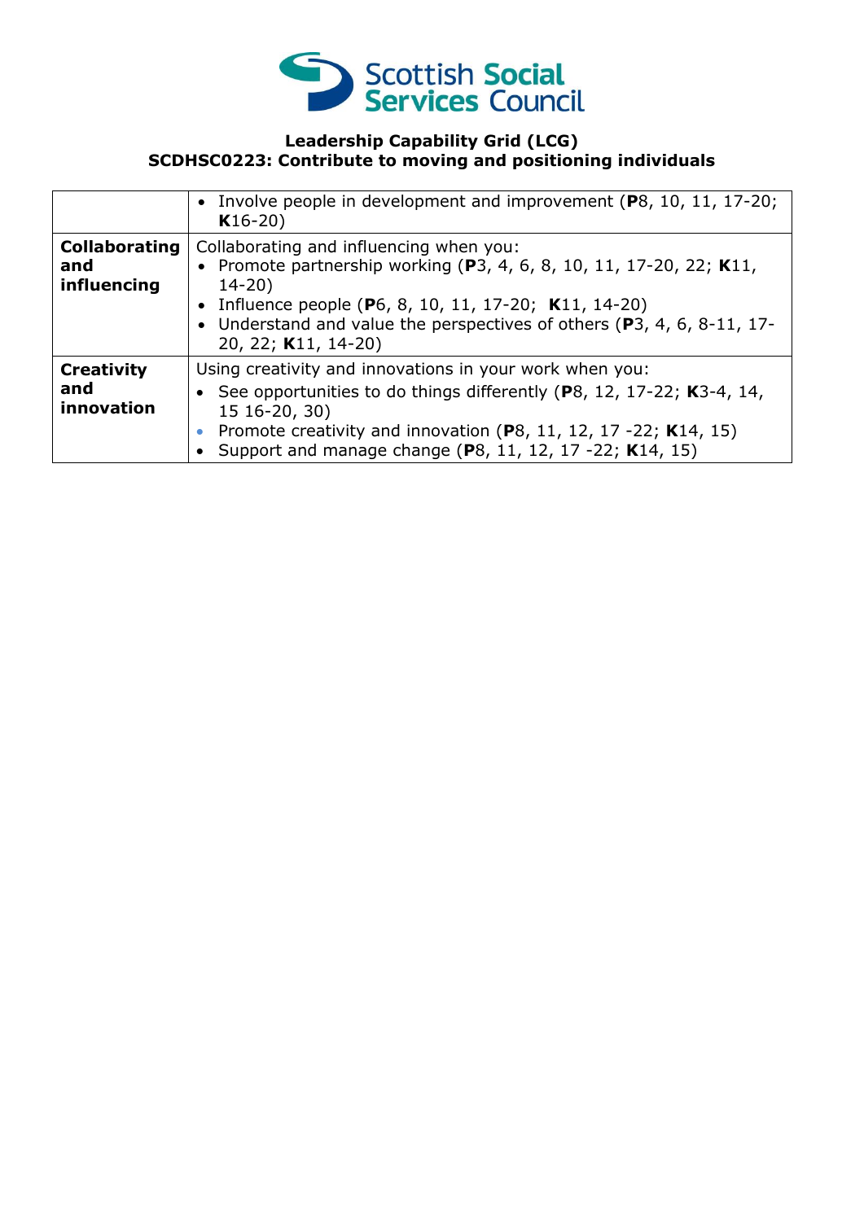**Leadership Capability Grid (LCG)**
**SCDHSC0223: Contribute to moving and positioning individuals**

| | |
|---|---|
| | • Involve people in development and improvement (**P**8, 10, 11, 17-20; **K**16-20) |
| **Collaborating and influencing** | Collaborating and influencing when you:<br>• Promote partnership working (**P**3, 4, 6, 8, 10, 11, 17-20, 22; **K**11, 14-20)<br>• Influence people (**P**6, 8, 10, 11, 17-20; **K**11, 14-20)<br>• Understand and value the perspectives of others (**P**3, 4, 6, 8-11, 17-20, 22; **K**11, 14-20) |
| **Creativity and innovation** | Using creativity and innovations in your work when you:<br>• See opportunities to do things differently (**P**8, 12, 17-22; **K**3-4, 14, 15 16-20, 30)<br>• Promote creativity and innovation (**P**8, 11, 12, 17 -22; **K**14, 15)<br>• Support and manage change (**P**8, 11, 12, 17 -22; **K**14, 15) |